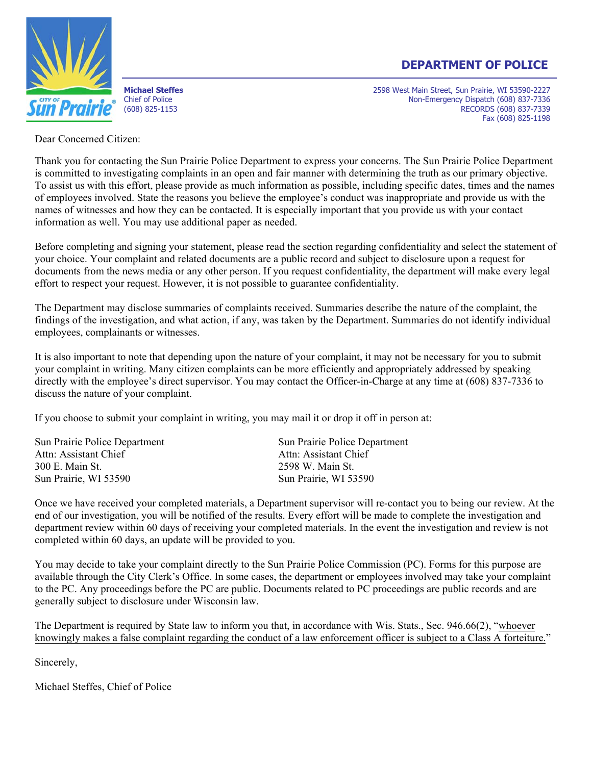# DEPARTMENT OF POLICE

**Michael Steffes**
Chief of Police
(608) 825-1153

2598 West Main Street, Sun Prairie, WI 53590-2227
Non-Emergency Dispatch (608) 837-7336
RECORDS (608) 837-7339
Fax (608) 825-1198

Dear Concerned Citizen:

Thank you for contacting the Sun Prairie Police Department to express your concerns. The Sun Prairie Police Department is committed to investigating complaints in an open and fair manner with determining the truth as our primary objective. To assist us with this effort, please provide as much information as possible, including specific dates, times and the names of employees involved. State the reasons you believe the employee's conduct was inappropriate and provide us with the names of witnesses and how they can be contacted. It is especially important that you provide us with your contact information as well. You may use additional paper as needed.

Before completing and signing your statement, please read the section regarding confidentiality and select the statement of your choice. Your complaint and related documents are a public record and subject to disclosure upon a request for documents from the news media or any other person. If you request confidentiality, the department will make every legal effort to respect your request. However, it is not possible to guarantee confidentiality.

The Department may disclose summaries of complaints received. Summaries describe the nature of the complaint, the findings of the investigation, and what action, if any, was taken by the Department. Summaries do not identify individual employees, complainants or witnesses.

It is also important to note that depending upon the nature of your complaint, it may not be necessary for you to submit your complaint in writing. Many citizen complaints can be more efficiently and appropriately addressed by speaking directly with the employee's direct supervisor. You may contact the Officer-in-Charge at any time at (608) 837-7336 to discuss the nature of your complaint.

If you choose to submit your complaint in writing, you may mail it or drop it off in person at:

Sun Prairie Police Department
Attn: Assistant Chief
300 E. Main St.
Sun Prairie, WI 53590

Sun Prairie Police Department
Attn: Assistant Chief
2598 W. Main St.
Sun Prairie, WI 53590

Once we have received your completed materials, a Department supervisor will re-contact you to being our review. At the end of our investigation, you will be notified of the results. Every effort will be made to complete the investigation and department review within 60 days of receiving your completed materials. In the event the investigation and review is not completed within 60 days, an update will be provided to you.

You may decide to take your complaint directly to the Sun Prairie Police Commission (PC). Forms for this purpose are available through the City Clerk's Office. In some cases, the department or employees involved may take your complaint to the PC. Any proceedings before the PC are public. Documents related to PC proceedings are public records and are generally subject to disclosure under Wisconsin law.

The Department is required by State law to inform you that, in accordance with Wis. Stats., Sec. 946.66(2), "whoever knowingly makes a false complaint regarding the conduct of a law enforcement officer is subject to a Class A forteiture."

Sincerely,

Michael Steffes, Chief of Police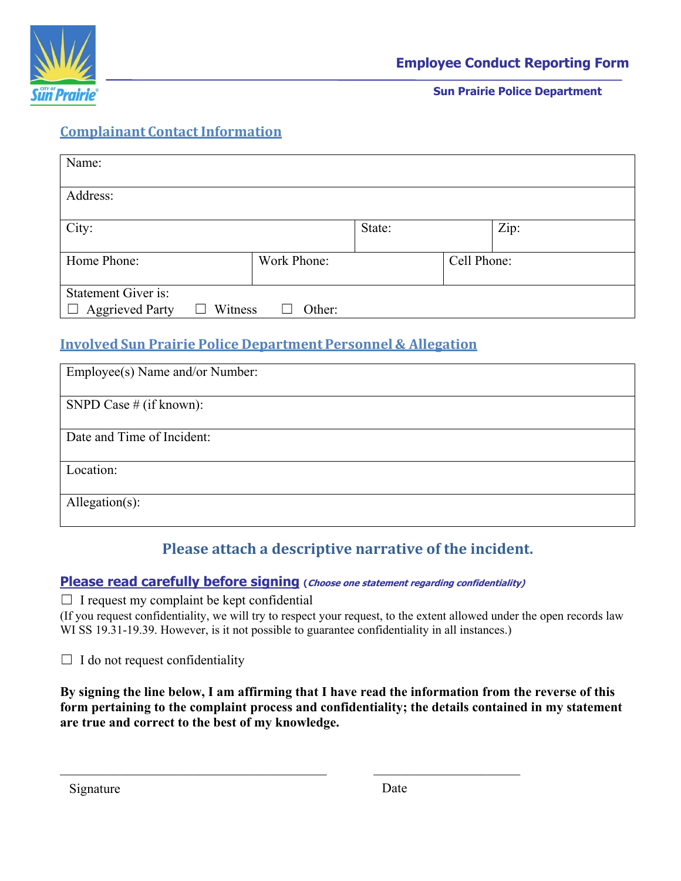**Employee Conduct Reporting Form**

**Sun Prairie Police Department**

## Complaintant Contact Information

| | | | | |
|---|---|---|---|---|
| Name: | | | | |
| Address: | | | | |
| City: | | State: | | Zip: |
| Home Phone: | Work Phone: | | Cell Phone: | |
| Statement Giver is: ☐ Aggrieved Party ☐ Witness ☐ Other: | | | | |

## Involved Sun Prairie Police Department Personnel & Allegation

| |
|---|
| Employee(s) Name and/or Number: |
| SNPD Case # (if known): |
| Date and Time of Incident: |
| Location: |
| Allegation(s): |

## Please attach a descriptive narrative of the incident.

**Please read carefully before signing** ***(Choose one statement regarding confidentiality)***

☐ I request my complaint be kept confidential

(If you request confidentiality, we will try to respect your request, to the extent allowed under the open records law WI SS 19.31-19.39. However, is it not possible to guarantee confidentiality in all instances.)

☐ I do not request confidentiality

**By signing the line below, I am affirming that I have read the information from the reverse of this form pertaining to the complaint process and confidentiality; the details contained in my statement are true and correct to the best of my knowledge.**

\_\_\_\_\_\_\_\_\_\_\_\_\_\_\_\_\_\_\_\_\_\_\_\_\_\_\_\_\_\_\_\_\_\_\_\_\_\_ \_\_\_\_\_\_\_\_\_\_\_\_\_\_\_\_\_\_\_\_\_\_

Signature Date